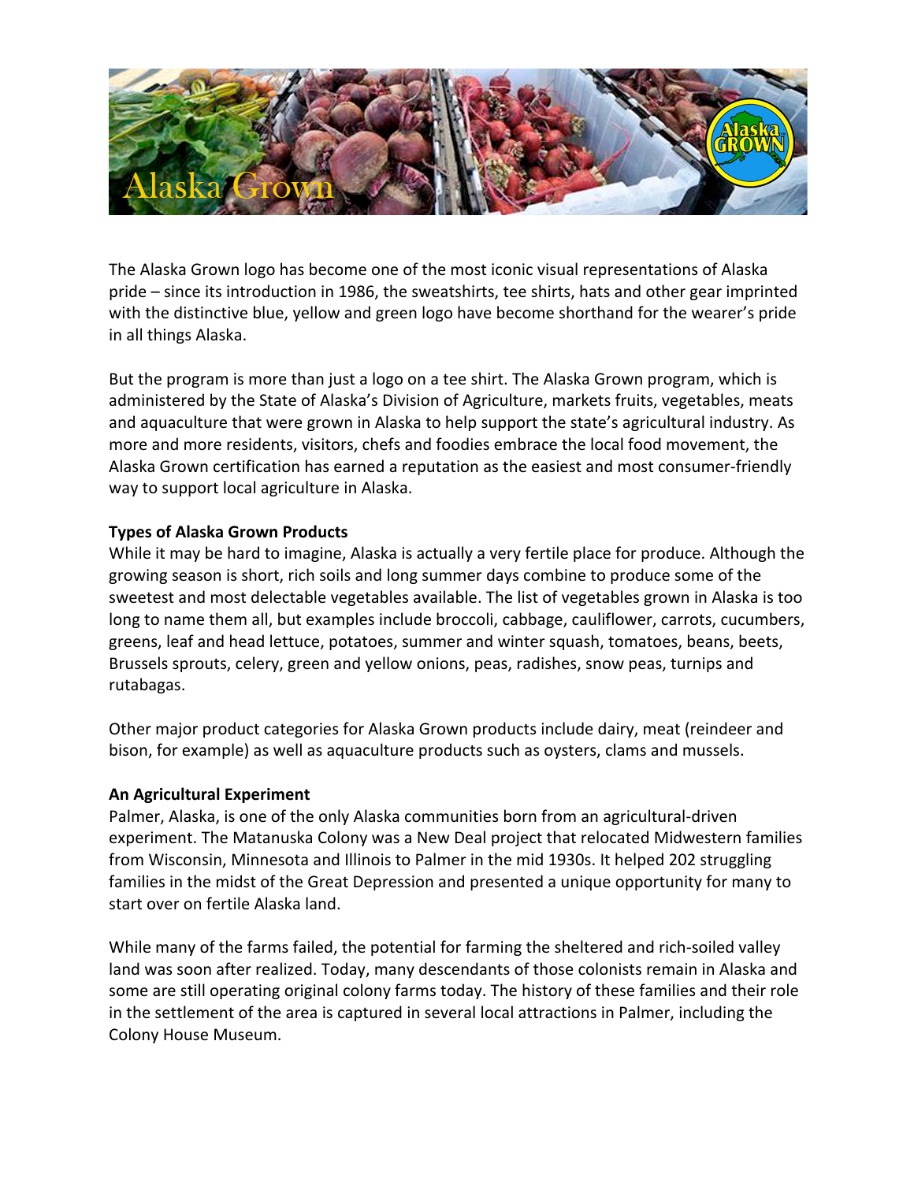# Alaska Grown

The Alaska Grown logo has become one of the most iconic visual representations of Alaska pride – since its introduction in 1986, the sweatshirts, tee shirts, hats and other gear imprinted with the distinctive blue, yellow and green logo have become shorthand for the wearer's pride in all things Alaska.

But the program is more than just a logo on a tee shirt. The Alaska Grown program, which is administered by the State of Alaska's Division of Agriculture, markets fruits, vegetables, meats and aquaculture that were grown in Alaska to help support the state's agricultural industry. As more and more residents, visitors, chefs and foodies embrace the local food movement, the Alaska Grown certification has earned a reputation as the easiest and most consumer-friendly way to support local agriculture in Alaska.

**Types of Alaska Grown Products**

While it may be hard to imagine, Alaska is actually a very fertile place for produce. Although the growing season is short, rich soils and long summer days combine to produce some of the sweetest and most delectable vegetables available. The list of vegetables grown in Alaska is too long to name them all, but examples include broccoli, cabbage, cauliflower, carrots, cucumbers, greens, leaf and head lettuce, potatoes, summer and winter squash, tomatoes, beans, beets, Brussels sprouts, celery, green and yellow onions, peas, radishes, snow peas, turnips and rutabagas.

Other major product categories for Alaska Grown products include dairy, meat (reindeer and bison, for example) as well as aquaculture products such as oysters, clams and mussels.

**An Agricultural Experiment**

Palmer, Alaska, is one of the only Alaska communities born from an agricultural-driven experiment. The Matanuska Colony was a New Deal project that relocated Midwestern families from Wisconsin, Minnesota and Illinois to Palmer in the mid 1930s. It helped 202 struggling families in the midst of the Great Depression and presented a unique opportunity for many to start over on fertile Alaska land.

While many of the farms failed, the potential for farming the sheltered and rich-soiled valley land was soon after realized. Today, many descendants of those colonists remain in Alaska and some are still operating original colony farms today. The history of these families and their role in the settlement of the area is captured in several local attractions in Palmer, including the Colony House Museum.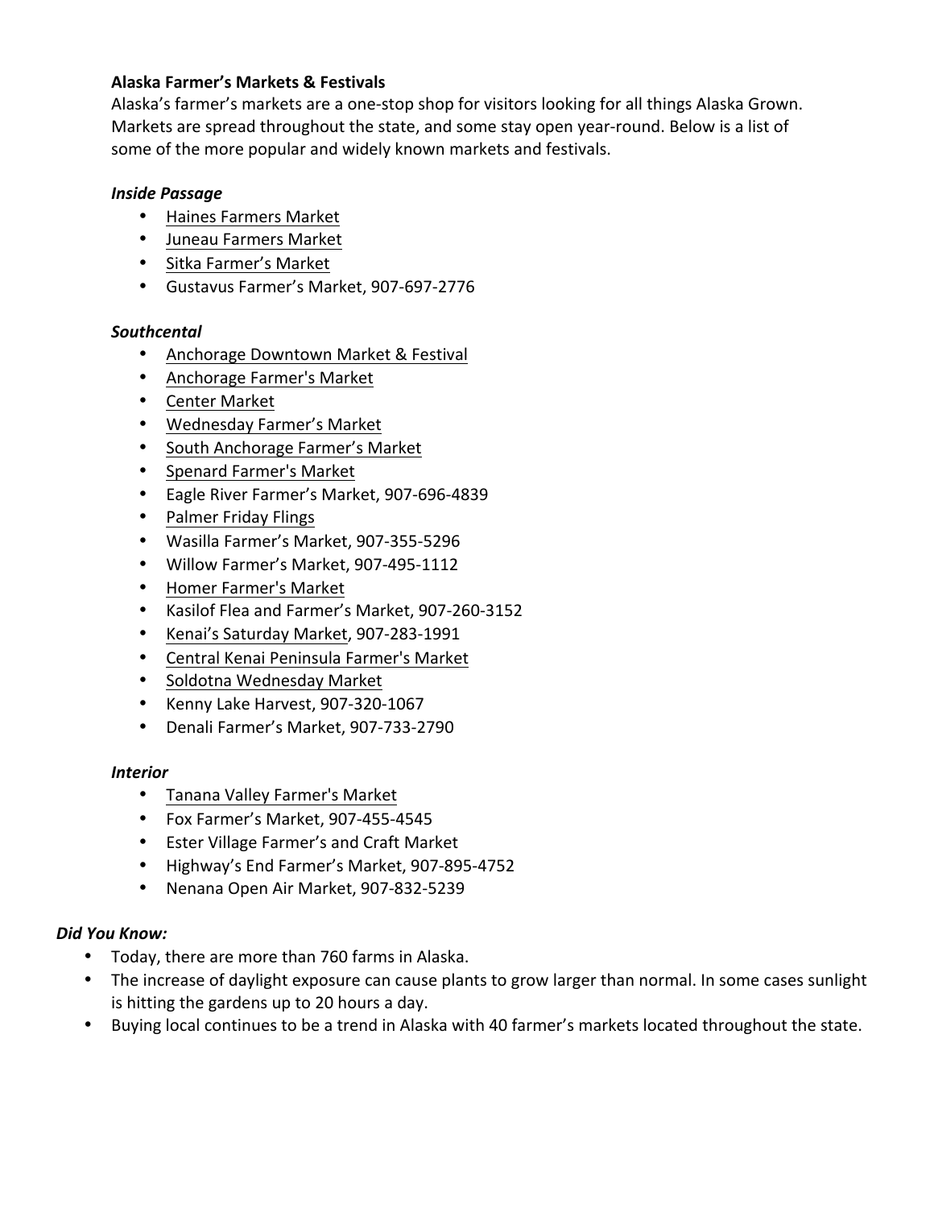**Alaska Farmer's Markets & Festivals**

Alaska's farmer's markets are a one-stop shop for visitors looking for all things Alaska Grown. Markets are spread throughout the state, and some stay open year-round. Below is a list of some of the more popular and widely known markets and festivals.

***Inside Passage***

- Haines Farmers Market
- Juneau Farmers Market
- Sitka Farmer's Market
- Gustavus Farmer's Market, 907-697-2776

***Southcental***

- Anchorage Downtown Market & Festival
- Anchorage Farmer's Market
- Center Market
- Wednesday Farmer's Market
- South Anchorage Farmer's Market
- Spenard Farmer's Market
- Eagle River Farmer's Market, 907-696-4839
- Palmer Friday Flings
- Wasilla Farmer's Market, 907-355-5296
- Willow Farmer's Market, 907-495-1112
- Homer Farmer's Market
- Kasilof Flea and Farmer's Market, 907-260-3152
- Kenai's Saturday Market, 907-283-1991
- Central Kenai Peninsula Farmer's Market
- Soldotna Wednesday Market
- Kenny Lake Harvest, 907-320-1067
- Denali Farmer's Market, 907-733-2790

***Interior***

- Tanana Valley Farmer's Market
- Fox Farmer's Market, 907-455-4545
- Ester Village Farmer's and Craft Market
- Highway's End Farmer's Market, 907-895-4752
- Nenana Open Air Market, 907-832-5239

***Did You Know:***

- Today, there are more than 760 farms in Alaska.
- The increase of daylight exposure can cause plants to grow larger than normal. In some cases sunlight is hitting the gardens up to 20 hours a day.
- Buying local continues to be a trend in Alaska with 40 farmer's markets located throughout the state.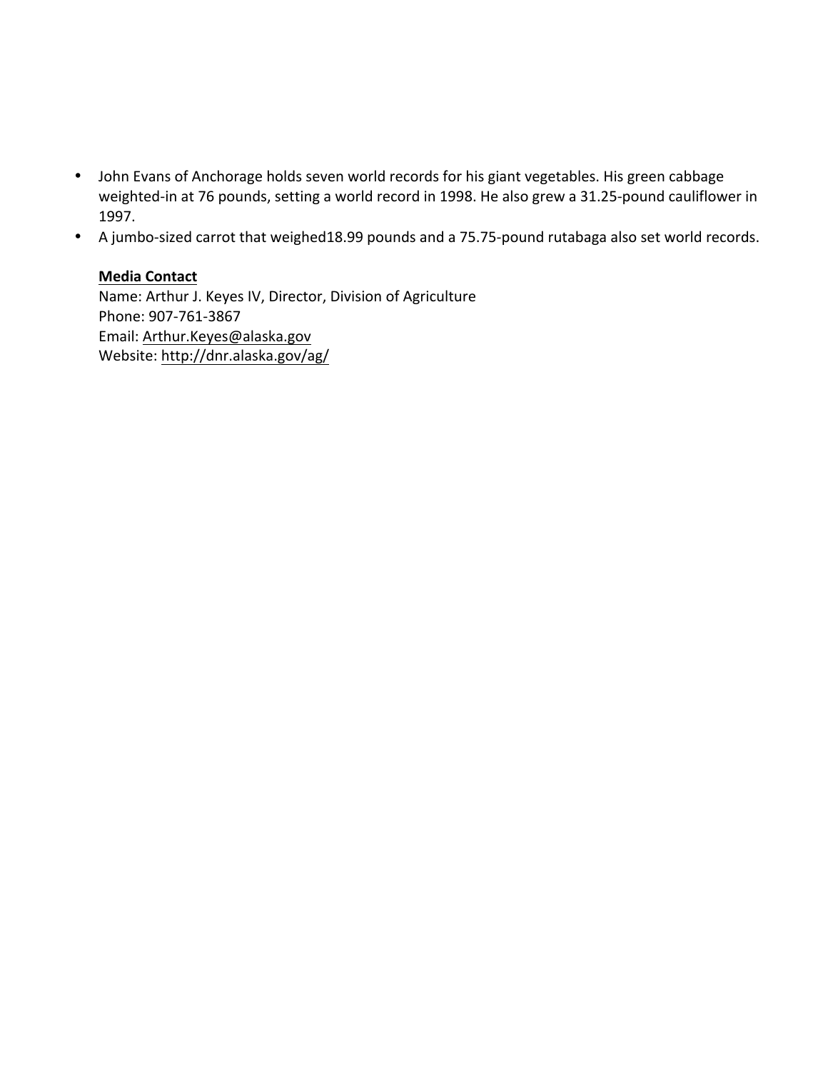- John Evans of Anchorage holds seven world records for his giant vegetables. His green cabbage weighted-in at 76 pounds, setting a world record in 1998. He also grew a 31.25-pound cauliflower in 1997.
- A jumbo-sized carrot that weighed18.99 pounds and a 75.75-pound rutabaga also set world records.

**Media Contact**
Name: Arthur J. Keyes IV, Director, Division of Agriculture
Phone: 907-761-3867
Email: Arthur.Keyes@alaska.gov
Website: http://dnr.alaska.gov/ag/